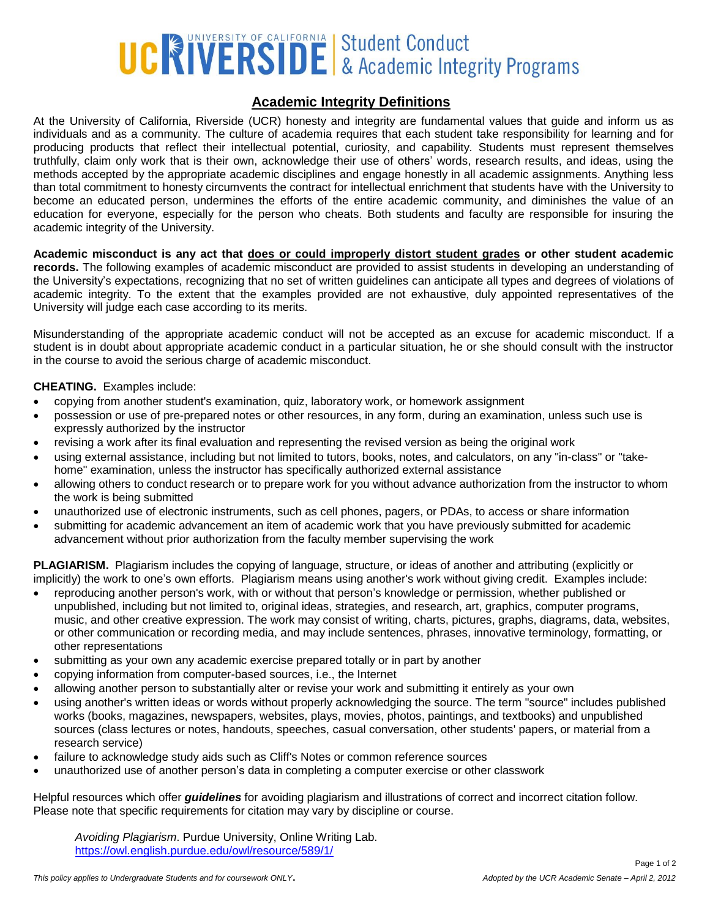# UC RIVERSIDE | Student Conduct & Academic Integrity Programs

## Academic Integrity Definitions

At the University of California, Riverside (UCR) honesty and integrity are fundamental values that guide and inform us as individuals and as a community. The culture of academia requires that each student take responsibility for learning and for producing products that reflect their intellectual potential, curiosity, and capability. Students must represent themselves truthfully, claim only work that is their own, acknowledge their use of others' words, research results, and ideas, using the methods accepted by the appropriate academic disciplines and engage honestly in all academic assignments. Anything less than total commitment to honesty circumvents the contract for intellectual enrichment that students have with the University to become an educated person, undermines the efforts of the entire academic community, and diminishes the value of an education for everyone, especially for the person who cheats. Both students and faculty are responsible for insuring the academic integrity of the University.

**Academic misconduct is any act that <u>does or could improperly distort student grades</u> or other student academic records.** The following examples of academic misconduct are provided to assist students in developing an understanding of the University's expectations, recognizing that no set of written guidelines can anticipate all types and degrees of violations of academic integrity. To the extent that the examples provided are not exhaustive, duly appointed representatives of the University will judge each case according to its merits.

Misunderstanding of the appropriate academic conduct will not be accepted as an excuse for academic misconduct. If a student is in doubt about appropriate academic conduct in a particular situation, he or she should consult with the instructor in the course to avoid the serious charge of academic misconduct.

**CHEATING.** Examples include:

- copying from another student's examination, quiz, laboratory work, or homework assignment
- possession or use of pre-prepared notes or other resources, in any form, during an examination, unless such use is expressly authorized by the instructor
- revising a work after its final evaluation and representing the revised version as being the original work
- using external assistance, including but not limited to tutors, books, notes, and calculators, on any "in-class" or "take-home" examination, unless the instructor has specifically authorized external assistance
- allowing others to conduct research or to prepare work for you without advance authorization from the instructor to whom the work is being submitted
- unauthorized use of electronic instruments, such as cell phones, pagers, or PDAs, to access or share information
- submitting for academic advancement an item of academic work that you have previously submitted for academic advancement without prior authorization from the faculty member supervising the work

**PLAGIARISM.** Plagiarism includes the copying of language, structure, or ideas of another and attributing (explicitly or implicitly) the work to one's own efforts. Plagiarism means using another's work without giving credit. Examples include:

- reproducing another person's work, with or without that person's knowledge or permission, whether published or unpublished, including but not limited to, original ideas, strategies, and research, art, graphics, computer programs, music, and other creative expression. The work may consist of writing, charts, pictures, graphs, diagrams, data, websites, or other communication or recording media, and may include sentences, phrases, innovative terminology, formatting, or other representations
- submitting as your own any academic exercise prepared totally or in part by another
- copying information from computer-based sources, i.e., the Internet
- allowing another person to substantially alter or revise your work and submitting it entirely as your own
- using another's written ideas or words without properly acknowledging the source. The term "source" includes published works (books, magazines, newspapers, websites, plays, movies, photos, paintings, and textbooks) and unpublished sources (class lectures or notes, handouts, speeches, casual conversation, other students' papers, or material from a research service)
- failure to acknowledge study aids such as Cliff's Notes or common reference sources
- unauthorized use of another person's data in completing a computer exercise or other classwork

Helpful resources which offer ***guidelines*** for avoiding plagiarism and illustrations of correct and incorrect citation follow. Please note that specific requirements for citation may vary by discipline or course.

> *Avoiding Plagiarism*. Purdue University, Online Writing Lab.
> https://owl.english.purdue.edu/owl/resource/589/1/

*This policy applies to Undergraduate Students and for coursework ONLY*. *Adopted by the UCR Academic Senate – April 2, 2012*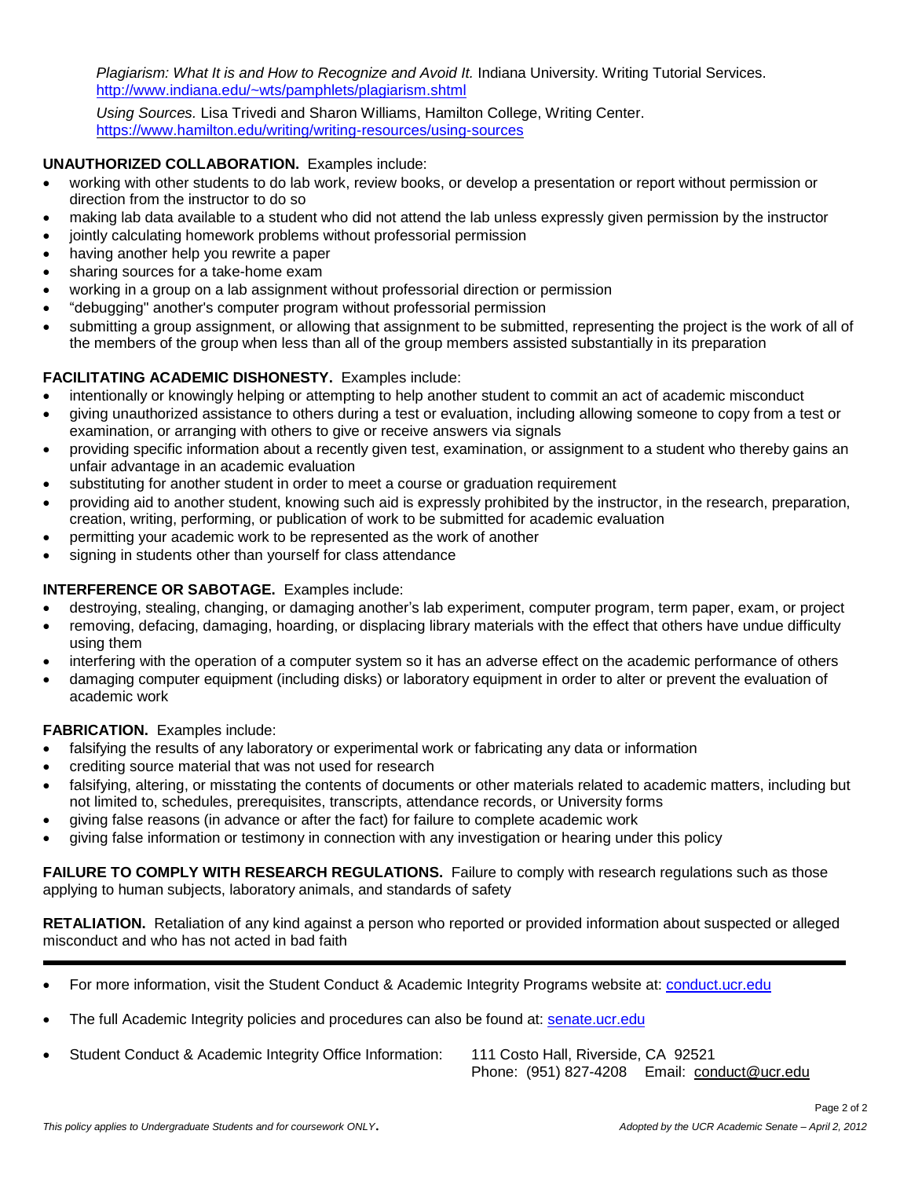*Plagiarism: What It is and How to Recognize and Avoid It.* Indiana University. Writing Tutorial Services. http://www.indiana.edu/~wts/pamphlets/plagiarism.shtml

*Using Sources.* Lisa Trivedi and Sharon Williams, Hamilton College, Writing Center. https://www.hamilton.edu/writing/writing-resources/using-sources

**UNAUTHORIZED COLLABORATION.** Examples include:

- working with other students to do lab work, review books, or develop a presentation or report without permission or direction from the instructor to do so
- making lab data available to a student who did not attend the lab unless expressly given permission by the instructor
- jointly calculating homework problems without professorial permission
- having another help you rewrite a paper
- sharing sources for a take-home exam
- working in a group on a lab assignment without professorial direction or permission
- "debugging" another's computer program without professorial permission
- submitting a group assignment, or allowing that assignment to be submitted, representing the project is the work of all of the members of the group when less than all of the group members assisted substantially in its preparation

**FACILITATING ACADEMIC DISHONESTY.** Examples include:

- intentionally or knowingly helping or attempting to help another student to commit an act of academic misconduct
- giving unauthorized assistance to others during a test or evaluation, including allowing someone to copy from a test or examination, or arranging with others to give or receive answers via signals
- providing specific information about a recently given test, examination, or assignment to a student who thereby gains an unfair advantage in an academic evaluation
- substituting for another student in order to meet a course or graduation requirement
- providing aid to another student, knowing such aid is expressly prohibited by the instructor, in the research, preparation, creation, writing, performing, or publication of work to be submitted for academic evaluation
- permitting your academic work to be represented as the work of another
- signing in students other than yourself for class attendance

**INTERFERENCE OR SABOTAGE.** Examples include:

- destroying, stealing, changing, or damaging another's lab experiment, computer program, term paper, exam, or project
- removing, defacing, damaging, hoarding, or displacing library materials with the effect that others have undue difficulty using them
- interfering with the operation of a computer system so it has an adverse effect on the academic performance of others
- damaging computer equipment (including disks) or laboratory equipment in order to alter or prevent the evaluation of academic work

**FABRICATION.** Examples include:

- falsifying the results of any laboratory or experimental work or fabricating any data or information
- crediting source material that was not used for research
- falsifying, altering, or misstating the contents of documents or other materials related to academic matters, including but not limited to, schedules, prerequisites, transcripts, attendance records, or University forms
- giving false reasons (in advance or after the fact) for failure to complete academic work
- giving false information or testimony in connection with any investigation or hearing under this policy

**FAILURE TO COMPLY WITH RESEARCH REGULATIONS.** Failure to comply with research regulations such as those applying to human subjects, laboratory animals, and standards of safety

**RETALIATION.** Retaliation of any kind against a person who reported or provided information about suspected or alleged misconduct and who has not acted in bad faith

---

- For more information, visit the Student Conduct & Academic Integrity Programs website at: conduct.ucr.edu
- The full Academic Integrity policies and procedures can also be found at: senate.ucr.edu
- Student Conduct & Academic Integrity Office Information: 111 Costo Hall, Riverside, CA 92521
  Phone: (951) 827-4208 Email: conduct@ucr.edu

*This policy applies to Undergraduate Students and for coursework ONLY.*

*Adopted by the UCR Academic Senate – April 2, 2012*